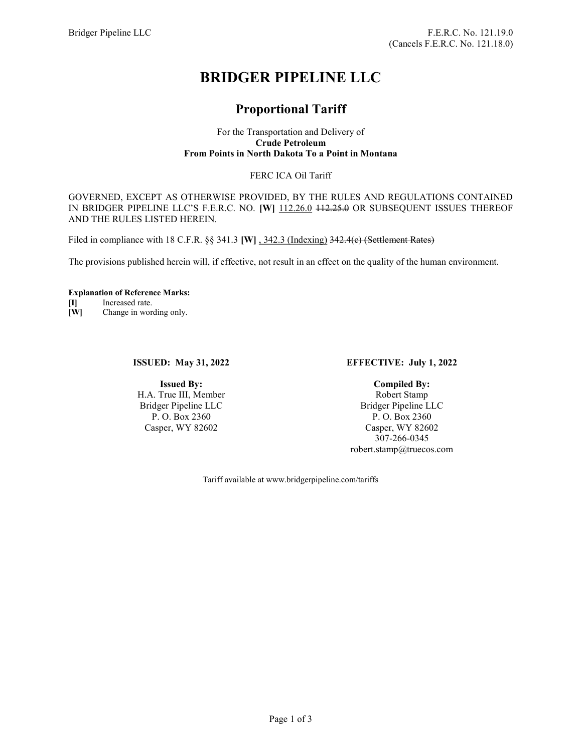Bridger Pipeline LLC

F.E.R.C. No. 121.19.0
(Cancels F.E.R.C. No. 121.18.0)

# BRIDGER PIPELINE LLC

## Proportional Tariff

For the Transportation and Delivery of
**Crude Petroleum**
**From Points in North Dakota To a Point in Montana**

FERC ICA Oil Tariff

GOVERNED, EXCEPT AS OTHERWISE PROVIDED, BY THE RULES AND REGULATIONS CONTAINED IN BRIDGER PIPELINE LLC'S F.E.R.C. NO. **[W]** <u>112.26.0</u> ~~112.25.0~~ OR SUBSEQUENT ISSUES THEREOF AND THE RULES LISTED HEREIN.

Filed in compliance with 18 C.F.R. §§ 341.3 **[W]** <u>, 342.3 (Indexing)</u> ~~342.4(c) (Settlement Rates)~~

The provisions published herein will, if effective, not result in an effect on the quality of the human environment.

**Explanation of Reference Marks:**

**[I]** Increased rate.
**[W]** Change in wording only.

**ISSUED: May 31, 2022**

**Issued By:**
H.A. True III, Member
Bridger Pipeline LLC
P. O. Box 2360
Casper, WY 82602

**EFFECTIVE: July 1, 2022**

**Compiled By:**
Robert Stamp
Bridger Pipeline LLC
P. O. Box 2360
Casper, WY 82602
307-266-0345
robert.stamp@truecos.com

Tariff available at www.bridgerpipeline.com/tariffs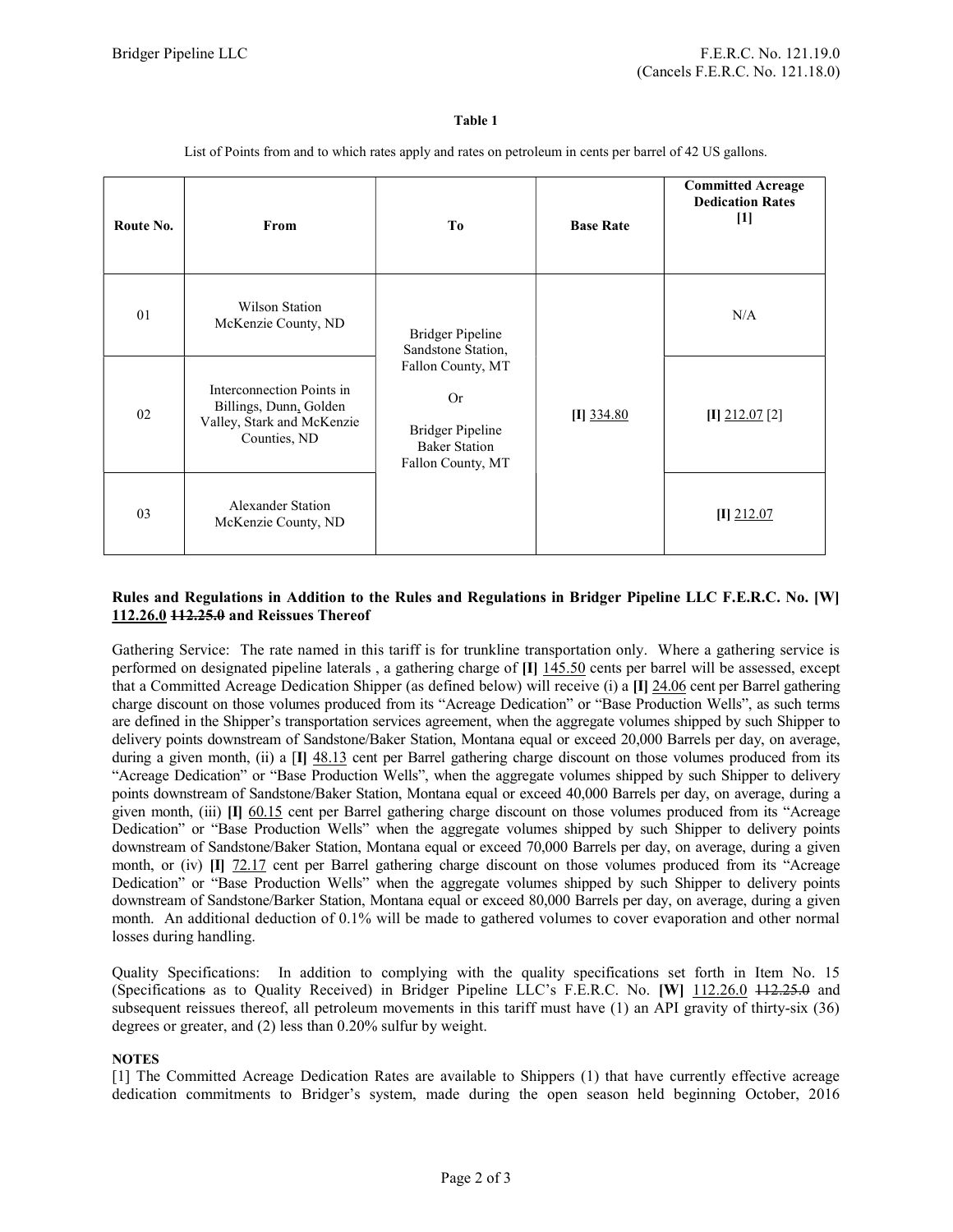Bridger Pipeline LLC

F.E.R.C. No. 121.19.0
(Cancels F.E.R.C. No. 121.18.0)

**Table 1**

List of Points from and to which rates apply and rates on petroleum in cents per barrel of 42 US gallons.

| Route No. | From | To | Base Rate | Committed Acreage Dedication Rates [1] |
|---|---|---|---|---|
| 01 | Wilson Station McKenzie County, ND | Bridger Pipeline Sandstone Station, Fallon County, MT Or Bridger Pipeline Baker Station Fallon County, MT | [I] 334.80 | N/A |
| 02 | Interconnection Points in Billings, Dunn, Golden Valley, Stark and McKenzie Counties, ND | | | [I] 212.07 [2] |
| 03 | Alexander Station McKenzie County, ND | | | [I] 212.07 |

**Rules and Regulations in Addition to the Rules and Regulations in Bridger Pipeline LLC F.E.R.C. No. [W] 112.26.0 ~~112.25.0~~ and Reissues Thereof**

Gathering Service: The rate named in this tariff is for trunkline transportation only. Where a gathering service is performed on designated pipeline laterals , a gathering charge of **[I]** 145.50 cents per barrel will be assessed, except that a Committed Acreage Dedication Shipper (as defined below) will receive (i) a **[I]** 24.06 cent per Barrel gathering charge discount on those volumes produced from its "Acreage Dedication" or "Base Production Wells", as such terms are defined in the Shipper's transportation services agreement, when the aggregate volumes shipped by such Shipper to delivery points downstream of Sandstone/Baker Station, Montana equal or exceed 20,000 Barrels per day, on average, during a given month, (ii) a [**I]** 48.13 cent per Barrel gathering charge discount on those volumes produced from its "Acreage Dedication" or "Base Production Wells", when the aggregate volumes shipped by such Shipper to delivery points downstream of Sandstone/Baker Station, Montana equal or exceed 40,000 Barrels per day, on average, during a given month, (iii) **[I]** 60.15 cent per Barrel gathering charge discount on those volumes produced from its "Acreage Dedication" or "Base Production Wells" when the aggregate volumes shipped by such Shipper to delivery points downstream of Sandstone/Baker Station, Montana equal or exceed 70,000 Barrels per day, on average, during a given month, or (iv) **[I]** 72.17 cent per Barrel gathering charge discount on those volumes produced from its "Acreage Dedication" or "Base Production Wells" when the aggregate volumes shipped by such Shipper to delivery points downstream of Sandstone/Barker Station, Montana equal or exceed 80,000 Barrels per day, on average, during a given month. An additional deduction of 0.1% will be made to gathered volumes to cover evaporation and other normal losses during handling.

Quality Specifications: In addition to complying with the quality specifications set forth in Item No. 15 (Specifications as to Quality Received) in Bridger Pipeline LLC's F.E.R.C. No. **[W]** 112.26.0 ~~112.25.0~~ and subsequent reissues thereof, all petroleum movements in this tariff must have (1) an API gravity of thirty-six (36) degrees or greater, and (2) less than 0.20% sulfur by weight.

**NOTES**

[1] The Committed Acreage Dedication Rates are available to Shippers (1) that have currently effective acreage dedication commitments to Bridger's system, made during the open season held beginning October, 2016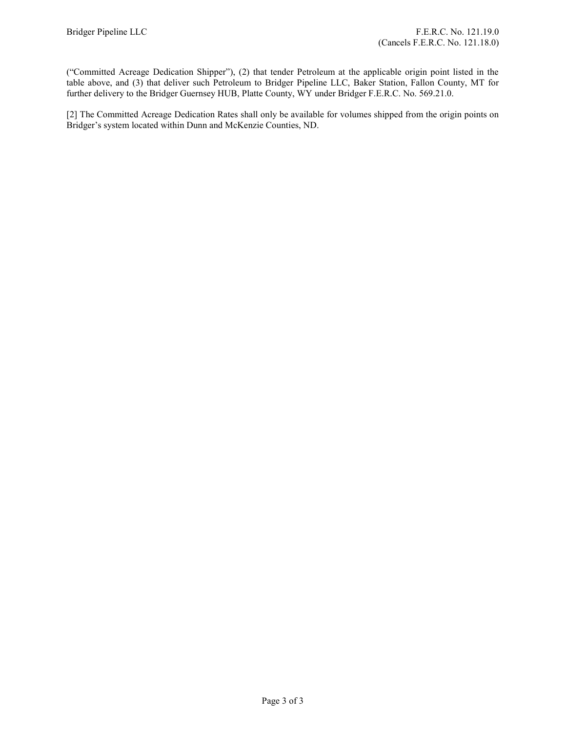("Committed Acreage Dedication Shipper"), (2) that tender Petroleum at the applicable origin point listed in the table above, and (3) that deliver such Petroleum to Bridger Pipeline LLC, Baker Station, Fallon County, MT for further delivery to the Bridger Guernsey HUB, Platte County, WY under Bridger F.E.R.C. No. 569.21.0.

[2] The Committed Acreage Dedication Rates shall only be available for volumes shipped from the origin points on Bridger's system located within Dunn and McKenzie Counties, ND.